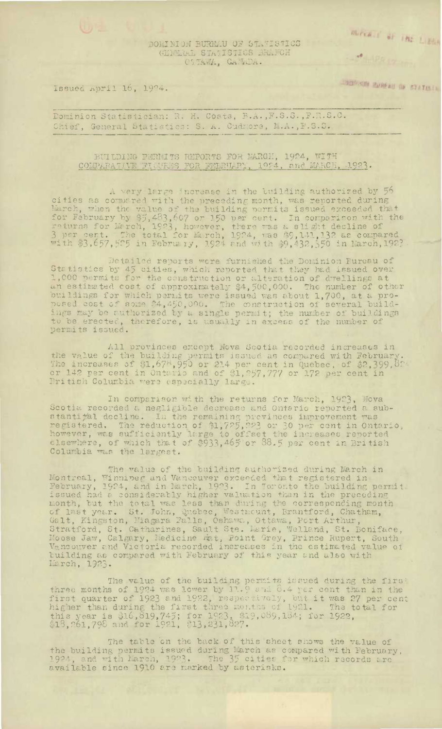DOMINION BUREAU OF STATISTICS
GENERAL STATISTICS BRANCH
OTTAWA, CANADA.

Issued April 16, 1924.

Dominion Statistician: R. H. Coats, B.A., F.S.S., F.R.S.C.
Chief, General Statistics: S. A. Cudmore, M.A., F.S.S.

BUILDING PERMITS REPORTS FOR MARCH, 1924, WITH COMPARATIVE FIGURES FOR FEBRUARY, 1924, and MARCH, 1923.

A very large increase in the building authorized by 56 cities as compared with the preceding month, was reported during March, when the value of the building permits issued exceeded that for February by $5,483,607 or 150 per cent. In comparison with the returns for March, 1923, however, there was a slight decline of 3 per cent. The total for March, 1924, was $9,141,132 as compared with $3,657,525 in February, 1924 and with $9,432,550 in March, 1923.

Detailed reports were furnished the Dominion Bureau of Statistics by 45 cities, which reported that they had issued over 1,000 permits for the construction or alteration of dwellings at an estimated cost of approximately $4,500,000. The number of other buildings for which permits were issued was about 1,700, at a proposed cost of some $4,450,000. The construction of several buildings may be authorized by a single permit; the number of buildings to be erected, therefore, is usually in excess of the number of permits issued.

All provinces except Nova Scotia recorded increases in the value of the building permits issued as compared with February. The increases of $1,678,950 or 214 per cent in Quebec, of $2,399,824 or 142 per cent in Ontario and of $1,257,777 or 172 per cent in British Columbia were especially large.

In comparison with the returns for March, 1923, Nova Scotia recorded a negligible decrease and Ontario reported a substantial decline. In the remaining provinces improvement was registered. The reduction of $1,725,223 or 30 per cent in Ontario, however, was sufficiently large to offset the increases reported elsewhere, of which that of $933,465 or 88.5 per cent in British Columbia was the largest.

The value of the building authorized during March in Montreal, Winnipeg and Vancouver exceeded that registered in February, 1924, and in March, 1923. In Toronto the building permits issued had a considerably higher valuation than in the preceding month, but the total was less than during the corresponding month of last year. St. John, Quebec, Westmount, Brantford, Chatham, Galt, Kingston, Niagara Falls, Oshawa, Ottawa, Port Arthur, Stratford, St. Catharines, Sault Ste. Marie, Welland, St. Boniface, Moose Jaw, Calgary, Medicine Hat, Point Grey, Prince Rupert, South Vancouver and Victoria recorded increases in the estimated value of building as compared with February of this year and also with March, 1923.

The value of the building permits issued during the first three months of 1924 was lower by 11.9 and 8.4 per cent than in the first quarter of 1923 and 1922, respectively, but it was 27 per cent higher than during the first three months of 1921. The total for this year is $16,819,745; for 1923, $19,089,184; for 1922, $18,361,798 and for 1921, $13,231,827.

The table on the back of this sheet shows the value of the building permits issued during March as compared with February, 1924, and with March, 1923. The 35 cities for which records are available since 1910 are marked by asterisks.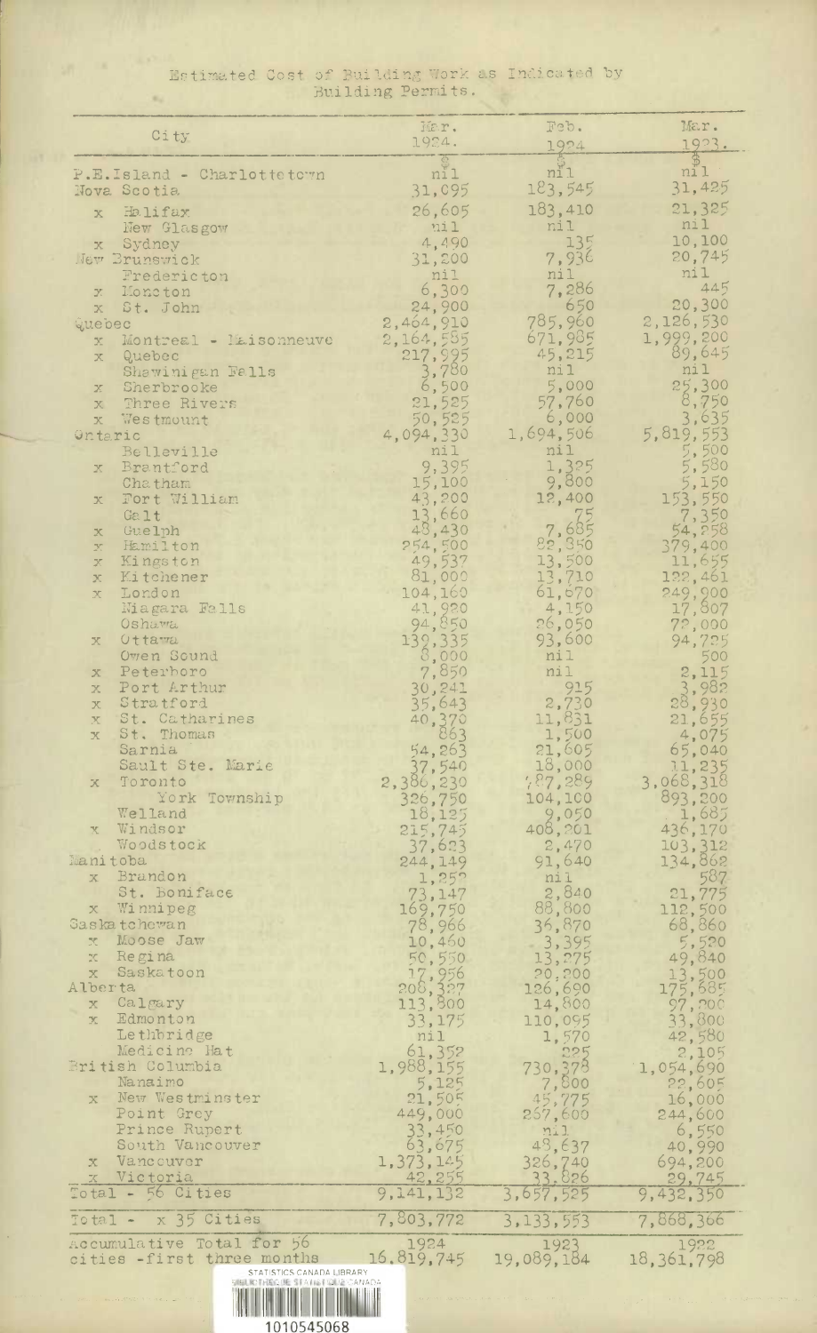Estimated Cost of Building Work as Indicated by Building Permits.

| City | Mar. 1924. | Feb. 1924 | Mar. 1923. |
|---|---|---|---|
| | $ | $ | $ |
| P.E.Island - Charlottetown | nil | nil | nil |
| Nova Scotia | 31,095 | 183,545 | 31,425 |
| x Halifax | 26,605 | 183,410 | 21,325 |
| New Glasgow | nil | nil | nil |
| x Sydney | 4,490 | 135 | 10,100 |
| New Brunswick | 31,200 | 7,936 | 20,745 |
| Fredericton | nil | nil | nil |
| x Moncton | 6,300 | 7,286 | 445 |
| x St. John | 24,900 | 650 | 20,300 |
| Quebec | 2,464,910 | 785,960 | 2,126,530 |
| x Montreal - Maisonneuve | 2,164,585 | 671,985 | 1,999,200 |
| x Quebec | 217,995 | 45,215 | 89,645 |
| Shawinigan Falls | 3,780 | nil | nil |
| x Sherbrooke | 6,500 | 5,000 | 25,300 |
| x Three Rivers | 21,525 | 57,760 | 8,750 |
| x Westmount | 50,525 | 6,000 | 3,635 |
| Ontario | 4,094,330 | 1,694,506 | 5,819,553 |
| Belleville | nil | nil | 5,500 |
| x Brantford | 9,395 | 1,325 | 5,580 |
| Chatham | 15,100 | 9,800 | 5,150 |
| x Fort William | 43,200 | 12,400 | 153,550 |
| Galt | 13,660 | 75 | 7,350 |
| x Guelph | 48,430 | 7,685 | 54,258 |
| x Hamilton | 254,500 | 82,350 | 379,400 |
| x Kingston | 49,537 | 13,500 | 11,655 |
| x Kitchener | 81,000 | 13,710 | 132,461 |
| x London | 104,160 | 61,670 | 249,900 |
| Niagara Falls | 41,920 | 4,150 | 17,807 |
| Oshawa | 94,850 | 26,050 | 72,000 |
| x Ottawa | 139,335 | 93,600 | 94,725 |
| Owen Sound | 8,000 | nil | 500 |
| x Peterboro | 7,850 | nil | 2,115 |
| x Port Arthur | 30,241 | 915 | 3,982 |
| x Stratford | 35,643 | 2,730 | 28,930 |
| x St. Catharines | 40,370 | 11,831 | 21,655 |
| x St. Thomas | 863 | 1,500 | 4,075 |
| Sarnia | 54,263 | 21,605 | 65,040 |
| Sault Ste. Marie | 37,540 | 18,000 | 11,235 |
| x Toronto | 2,386,230 | 787,289 | 3,068,318 |
| York Township | 326,750 | 104,100 | 893,200 |
| Welland | 18,125 | 9,050 | 1,685 |
| x Windsor | 215,745 | 408,201 | 436,170 |
| Woodstock | 37,623 | 2,470 | 103,312 |
| Manitoba | 244,149 | 91,640 | 134,862 |
| x Brandon | 1,252 | nil | 587 |
| St. Boniface | 73,147 | 2,840 | 21,775 |
| x Winnipeg | 169,750 | 88,800 | 112,500 |
| Saskatchewan | 78,966 | 36,870 | 68,860 |
| x Moose Jaw | 10,460 | 3,395 | 5,520 |
| x Regina | 50,550 | 13,275 | 49,840 |
| x Saskatoon | 17,956 | 20,200 | 13,500 |
| Alberta | 208,327 | 126,690 | 175,685 |
| x Calgary | 113,800 | 14,800 | 97,200 |
| x Edmonton | 33,175 | 110,095 | 33,800 |
| Lethbridge | nil | 1,570 | 42,580 |
| Medicine Hat | 61,352 | 225 | 2,105 |
| British Columbia | 1,988,155 | 730,378 | 1,054,690 |
| Nanaimo | 5,125 | 7,800 | 22,605 |
| x New Westminster | 21,505 | 45,775 | 16,000 |
| Point Grey | 449,000 | 267,600 | 244,600 |
| Prince Rupert | 33,450 | nil | 6,550 |
| South Vancouver | 63,675 | 48,637 | 40,990 |
| x Vancouver | 1,373,145 | 326,740 | 694,200 |
| x Victoria | 42,255 | 33,826 | 29,745 |
| Total - 56 Cities | 9,141,132 | 3,657,525 | 9,432,350 |
| Total - x 35 Cities | 7,803,772 | 3,133,553 | 7,868,366 |
| Accumulative Total for 56 cities - first three months | 1924 16,819,745 | 1923 19,089,184 | 1922 18,361,798 |